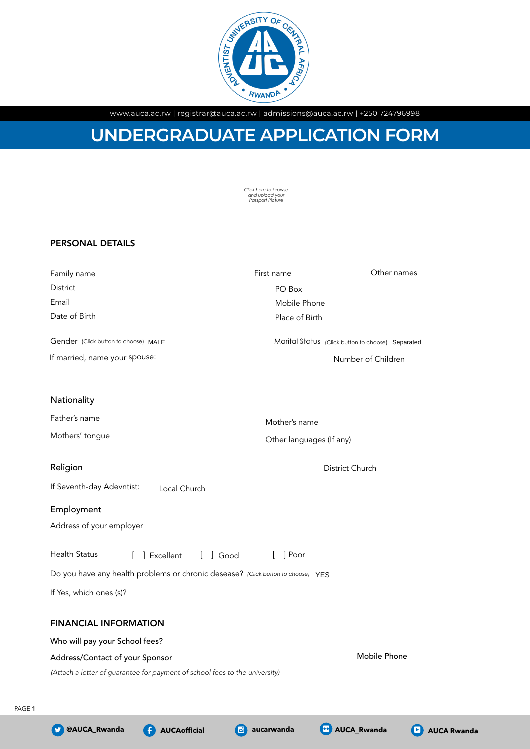www.auca.ac.rw | registrar@auca.ac.rw | admissions@auca.ac.rw | +250 724796998

# UNDERGRADUATE APPLICATION FORM

*Click here to browse and upload your Passport Picture*

## PERSONAL DETAILS

Family name

First name

Other names

District

PO Box

Email

Mobile Phone

Date of Birth

Place of Birth

Gender (Click button to choose) MALE

Marital Status (Click button to choose) Separated

If married, name your spouse:

Number of Children

Nationality

Father's name

Mother's name

Mothers' tongue

Other languages (If any)

Religion

District Church

If Seventh-day Adevntist:

Local Church

Employment

Address of your employer

Health Status [ ] Excellent [ ] Good [ ] Poor

Do you have any health problems or chronic desease? *(Click button to choose)* YES

If Yes, which ones (s)?

## FINANCIAL INFORMATION

Who will pay your School fees?

Address/Contact of your Sponsor

Mobile Phone

*(Attach a letter of guarantee for payment of school fees to the university)*

**@AUCA_Rwanda** **AUCAofficial** **aucarwanda** **AUCA_Rwanda** **AUCA Rwanda**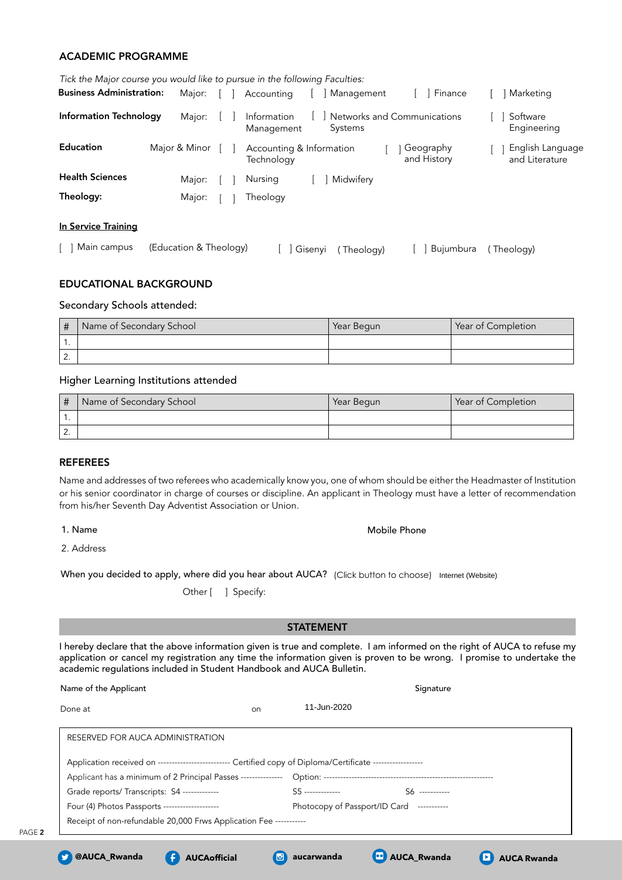## ACADEMIC PROGRAMME

*Tick the Major course you would like to pursue in the following Faculties:*

**Business Administration:** Major: [ ] Accounting [ ] Management [ ] Finance [ ] Marketing

**Information Technology** Major: [ ] Information Management [ ] Networks and Communications Systems [ ] Software Engineering

**Education** Major & Minor [ ] Accounting & Information Technology [ ] Geography and History [ ] English Language and Literature

**Health Sciences** Major: [ ] Nursing [ ] Midwifery

**Theology:** Major: [ ] Theology

**In Service Training**

[ ] Main campus (Education & Theology) [ ] Gisenyi (Theology) [ ] Bujumbura (Theology)

## EDUCATIONAL BACKGROUND

Secondary Schools attended:

| # | Name of Secondary School | Year Begun | Year of Completion |
|---|---|---|---|
| 1. | | | |
| 2. | | | |

Higher Learning Institutions attended

| # | Name of Secondary School | Year Begun | Year of Completion |
|---|---|---|---|
| 1. | | | |
| 2. | | | |

## REFEREES

Name and addresses of two referees who academically know you, one of whom should be either the Headmaster of Institution or his senior coordinator in charge of courses or discipline. An applicant in Theology must have a letter of recommendation from his/her Seventh Day Adventist Association or Union.

1. Name Mobile Phone

2. Address

When you decided to apply, where did you hear about AUCA? (Click button to choose) Internet (Website)

Other [ ] Specify:

## STATEMENT

I hereby declare that the above information given is true and complete. I am informed on the right of AUCA to refuse my application or cancel my registration any time the information given is proven to be wrong. I promise to undertake the academic regulations included in Student Handbook and AUCA Bulletin.

Name of the Applicant Signature

Done at on 11-Jun-2020

RESERVED FOR AUCA ADMINISTRATION

Application received on -------------------------- Certified copy of Diploma/Certificate ------------------

Applicant has a minimum of 2 Principal Passes --------------- Option: -------------------------------------------------------------

Grade reports/ Transcripts: S4 ------------- S5 ------------- S6 -----------

Four (4) Photos Passports -------------------- Photocopy of Passport/ID Card -----------

Receipt of non-refundable 20,000 Frws Application Fee -----------

@AUCA_Rwanda AUCAofficial aucarwanda AUCA_Rwanda AUCA Rwanda